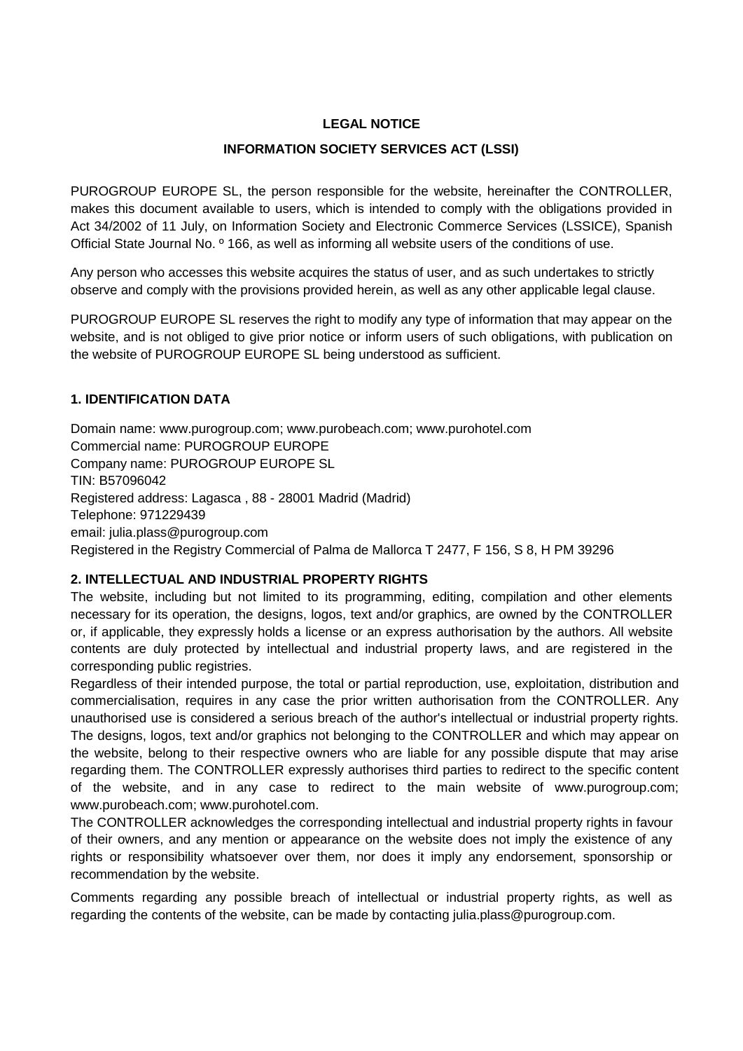**LEGAL NOTICE**

**INFORMATION SOCIETY SERVICES ACT (LSSI)**

PUROGROUP EUROPE SL, the person responsible for the website, hereinafter the CONTROLLER, makes this document available to users, which is intended to comply with the obligations provided in Act 34/2002 of 11 July, on Information Society and Electronic Commerce Services (LSSICE), Spanish Official State Journal No. º 166, as well as informing all website users of the conditions of use.

Any person who accesses this website acquires the status of user, and as such undertakes to strictly observe and comply with the provisions provided herein, as well as any other applicable legal clause.

PUROGROUP EUROPE SL reserves the right to modify any type of information that may appear on the website, and is not obliged to give prior notice or inform users of such obligations, with publication on the website of PUROGROUP EUROPE SL being understood as sufficient.

## 1. IDENTIFICATION DATA

Domain name: www.purogroup.com; www.purobeach.com; www.purohotel.com
Commercial name: PUROGROUP EUROPE
Company name: PUROGROUP EUROPE SL
TIN: B57096042
Registered address: Lagasca , 88 - 28001 Madrid (Madrid)
Telephone: 971229439
email: julia.plass@purogroup.com
Registered in the Registry Commercial of Palma de Mallorca T 2477, F 156, S 8, H PM 39296

## 2. INTELLECTUAL AND INDUSTRIAL PROPERTY RIGHTS

The website, including but not limited to its programming, editing, compilation and other elements necessary for its operation, the designs, logos, text and/or graphics, are owned by the CONTROLLER or, if applicable, they expressly holds a license or an express authorisation by the authors. All website contents are duly protected by intellectual and industrial property laws, and are registered in the corresponding public registries.

Regardless of their intended purpose, the total or partial reproduction, use, exploitation, distribution and commercialisation, requires in any case the prior written authorisation from the CONTROLLER. Any unauthorised use is considered a serious breach of the author's intellectual or industrial property rights.

The designs, logos, text and/or graphics not belonging to the CONTROLLER and which may appear on the website, belong to their respective owners who are liable for any possible dispute that may arise regarding them. The CONTROLLER expressly authorises third parties to redirect to the specific content of the website, and in any case to redirect to the main website of www.purogroup.com; www.purobeach.com; www.purohotel.com.

The CONTROLLER acknowledges the corresponding intellectual and industrial property rights in favour of their owners, and any mention or appearance on the website does not imply the existence of any rights or responsibility whatsoever over them, nor does it imply any endorsement, sponsorship or recommendation by the website.

Comments regarding any possible breach of intellectual or industrial property rights, as well as regarding the contents of the website, can be made by contacting julia.plass@purogroup.com.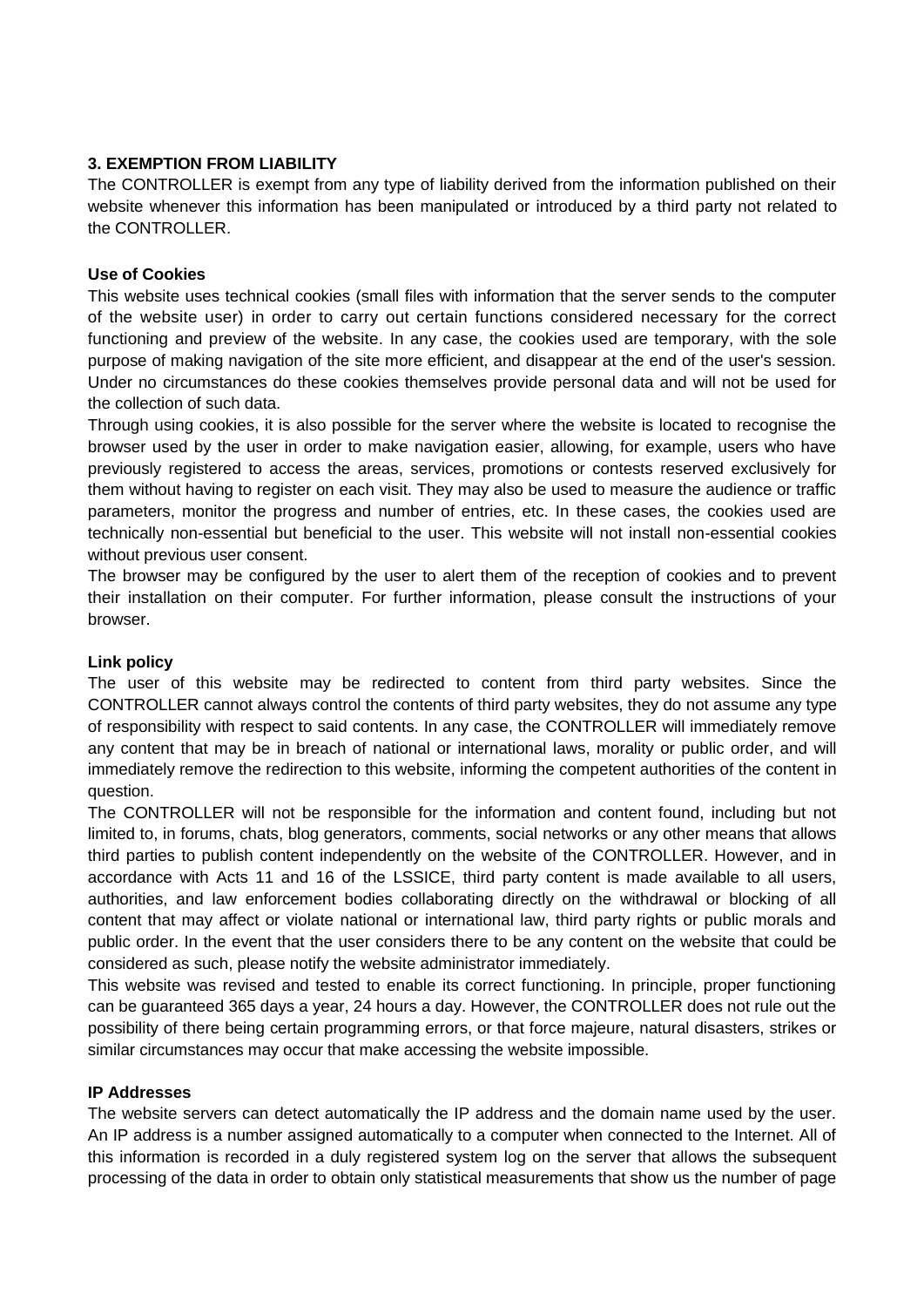### 3. EXEMPTION FROM LIABILITY

The CONTROLLER is exempt from any type of liability derived from the information published on their website whenever this information has been manipulated or introduced by a third party not related to the CONTROLLER.

#### Use of Cookies

This website uses technical cookies (small files with information that the server sends to the computer of the website user) in order to carry out certain functions considered necessary for the correct functioning and preview of the website. In any case, the cookies used are temporary, with the sole purpose of making navigation of the site more efficient, and disappear at the end of the user's session. Under no circumstances do these cookies themselves provide personal data and will not be used for the collection of such data.

Through using cookies, it is also possible for the server where the website is located to recognise the browser used by the user in order to make navigation easier, allowing, for example, users who have previously registered to access the areas, services, promotions or contests reserved exclusively for them without having to register on each visit. They may also be used to measure the audience or traffic parameters, monitor the progress and number of entries, etc. In these cases, the cookies used are technically non-essential but beneficial to the user. This website will not install non-essential cookies without previous user consent.

The browser may be configured by the user to alert them of the reception of cookies and to prevent their installation on their computer. For further information, please consult the instructions of your browser.

#### Link policy

The user of this website may be redirected to content from third party websites. Since the CONTROLLER cannot always control the contents of third party websites, they do not assume any type of responsibility with respect to said contents. In any case, the CONTROLLER will immediately remove any content that may be in breach of national or international laws, morality or public order, and will immediately remove the redirection to this website, informing the competent authorities of the content in question.

The CONTROLLER will not be responsible for the information and content found, including but not limited to, in forums, chats, blog generators, comments, social networks or any other means that allows third parties to publish content independently on the website of the CONTROLLER. However, and in accordance with Acts 11 and 16 of the LSSICE, third party content is made available to all users, authorities, and law enforcement bodies collaborating directly on the withdrawal or blocking of all content that may affect or violate national or international law, third party rights or public morals and public order. In the event that the user considers there to be any content on the website that could be considered as such, please notify the website administrator immediately.

This website was revised and tested to enable its correct functioning. In principle, proper functioning can be guaranteed 365 days a year, 24 hours a day. However, the CONTROLLER does not rule out the possibility of there being certain programming errors, or that force majeure, natural disasters, strikes or similar circumstances may occur that make accessing the website impossible.

#### IP Addresses

The website servers can detect automatically the IP address and the domain name used by the user. An IP address is a number assigned automatically to a computer when connected to the Internet. All of this information is recorded in a duly registered system log on the server that allows the subsequent processing of the data in order to obtain only statistical measurements that show us the number of page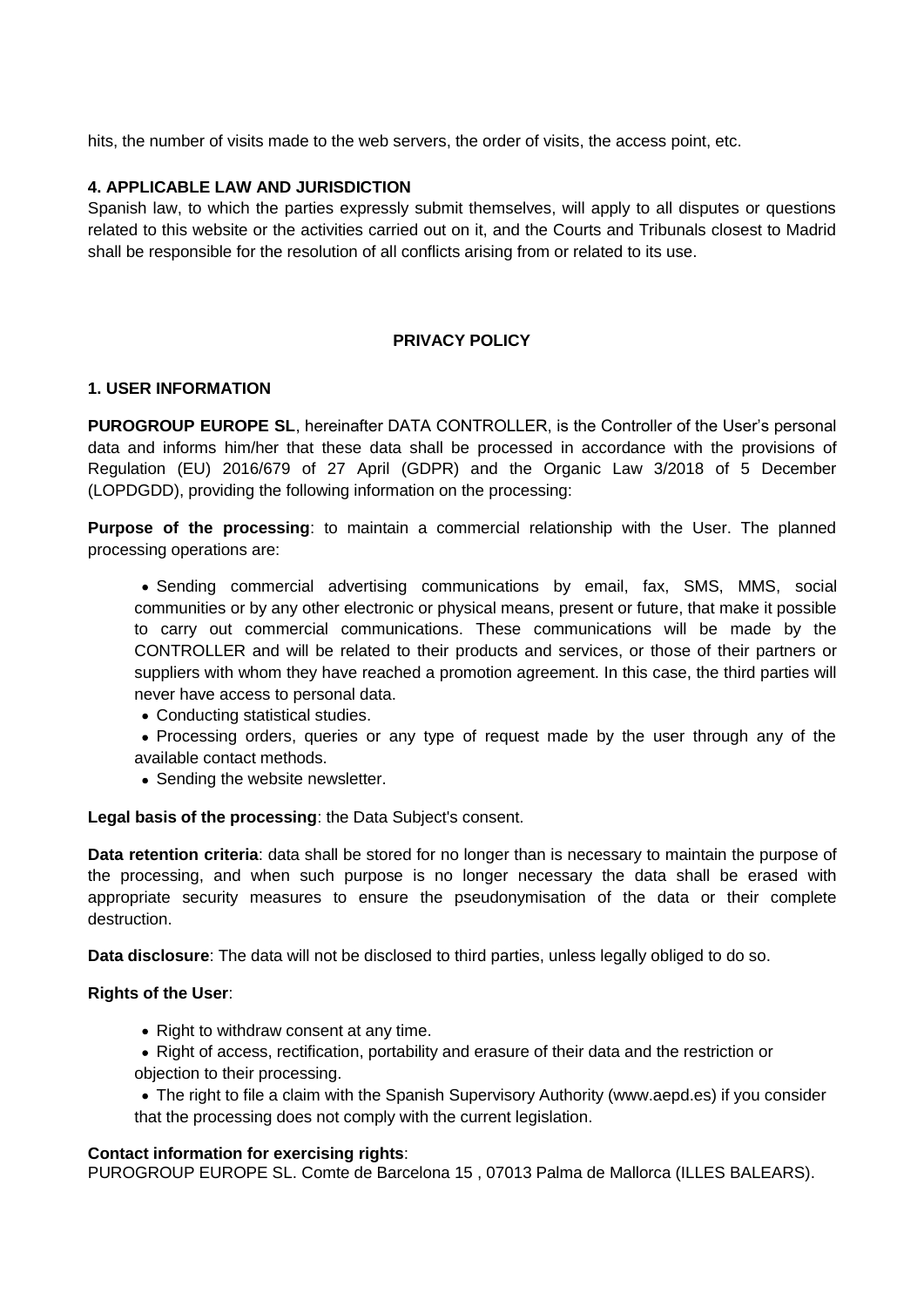hits, the number of visits made to the web servers, the order of visits, the access point, etc.

### 4. APPLICABLE LAW AND JURISDICTION

Spanish law, to which the parties expressly submit themselves, will apply to all disputes or questions related to this website or the activities carried out on it, and the Courts and Tribunals closest to Madrid shall be responsible for the resolution of all conflicts arising from or related to its use.

## PRIVACY POLICY

### 1. USER INFORMATION

**PUROGROUP EUROPE SL**, hereinafter DATA CONTROLLER, is the Controller of the User's personal data and informs him/her that these data shall be processed in accordance with the provisions of Regulation (EU) 2016/679 of 27 April (GDPR) and the Organic Law 3/2018 of 5 December (LOPDGDD), providing the following information on the processing:

**Purpose of the processing**: to maintain a commercial relationship with the User. The planned processing operations are:

- Sending commercial advertising communications by email, fax, SMS, MMS, social communities or by any other electronic or physical means, present or future, that make it possible to carry out commercial communications. These communications will be made by the CONTROLLER and will be related to their products and services, or those of their partners or suppliers with whom they have reached a promotion agreement. In this case, the third parties will never have access to personal data.
- Conducting statistical studies.
- Processing orders, queries or any type of request made by the user through any of the available contact methods.
- Sending the website newsletter.

**Legal basis of the processing**: the Data Subject's consent.

**Data retention criteria**: data shall be stored for no longer than is necessary to maintain the purpose of the processing, and when such purpose is no longer necessary the data shall be erased with appropriate security measures to ensure the pseudonymisation of the data or their complete destruction.

**Data disclosure**: The data will not be disclosed to third parties, unless legally obliged to do so.

**Rights of the User**:

- Right to withdraw consent at any time.
- Right of access, rectification, portability and erasure of their data and the restriction or objection to their processing.
- The right to file a claim with the Spanish Supervisory Authority (www.aepd.es) if you consider that the processing does not comply with the current legislation.

**Contact information for exercising rights**:
PUROGROUP EUROPE SL. Comte de Barcelona 15 , 07013 Palma de Mallorca (ILLES BALEARS).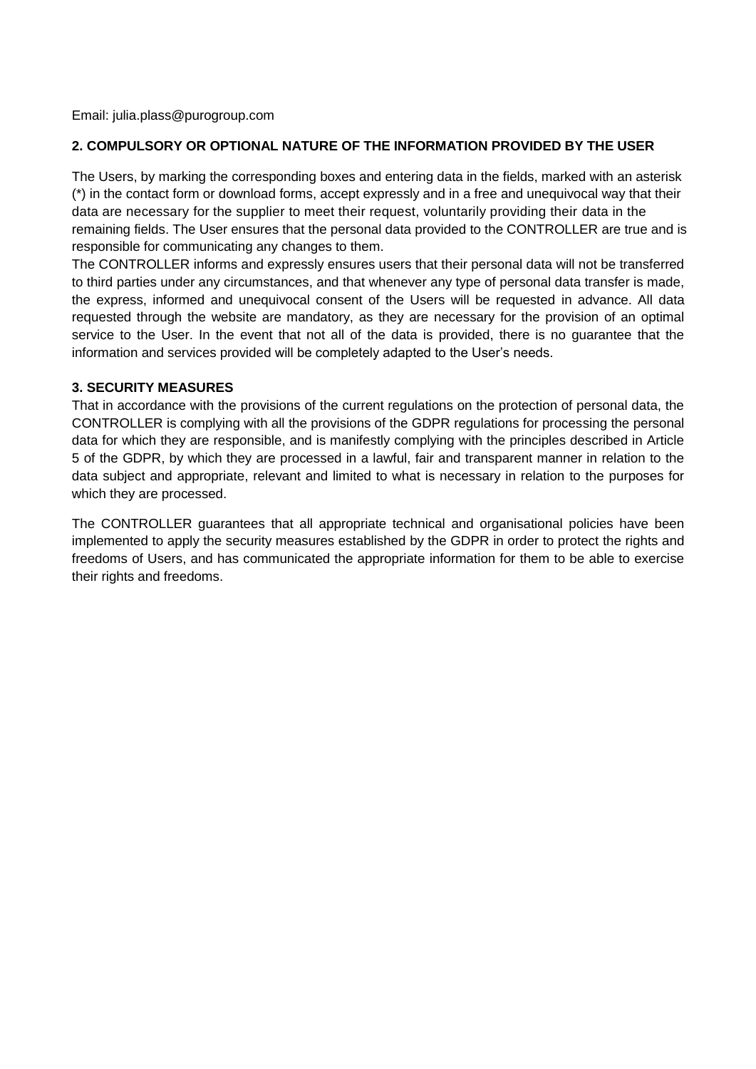Email: julia.plass@purogroup.com

## 2. COMPULSORY OR OPTIONAL NATURE OF THE INFORMATION PROVIDED BY THE USER

The Users, by marking the corresponding boxes and entering data in the fields, marked with an asterisk (*) in the contact form or download forms, accept expressly and in a free and unequivocal way that their data are necessary for the supplier to meet their request, voluntarily providing their data in the remaining fields. The User ensures that the personal data provided to the CONTROLLER are true and is responsible for communicating any changes to them.

The CONTROLLER informs and expressly ensures users that their personal data will not be transferred to third parties under any circumstances, and that whenever any type of personal data transfer is made, the express, informed and unequivocal consent of the Users will be requested in advance. All data requested through the website are mandatory, as they are necessary for the provision of an optimal service to the User. In the event that not all of the data is provided, there is no guarantee that the information and services provided will be completely adapted to the User's needs.

## 3. SECURITY MEASURES

That in accordance with the provisions of the current regulations on the protection of personal data, the CONTROLLER is complying with all the provisions of the GDPR regulations for processing the personal data for which they are responsible, and is manifestly complying with the principles described in Article 5 of the GDPR, by which they are processed in a lawful, fair and transparent manner in relation to the data subject and appropriate, relevant and limited to what is necessary in relation to the purposes for which they are processed.

The CONTROLLER guarantees that all appropriate technical and organisational policies have been implemented to apply the security measures established by the GDPR in order to protect the rights and freedoms of Users, and has communicated the appropriate information for them to be able to exercise their rights and freedoms.